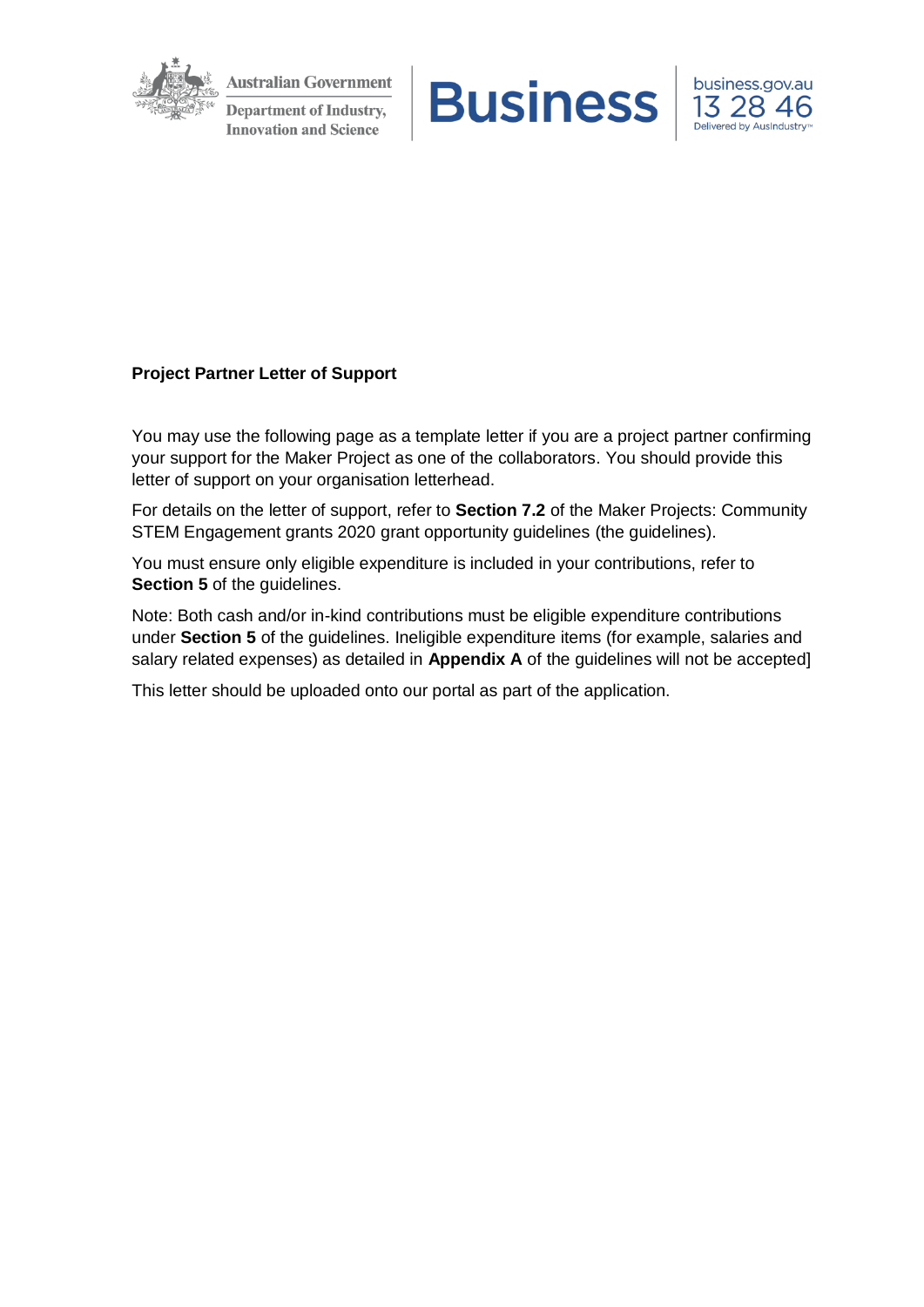**Project Partner Letter of Support**

You may use the following page as a template letter if you are a project partner confirming your support for the Maker Project as one of the collaborators. You should provide this letter of support on your organisation letterhead.

For details on the letter of support, refer to **Section 7.2** of the Maker Projects: Community STEM Engagement grants 2020 grant opportunity guidelines (the guidelines).

You must ensure only eligible expenditure is included in your contributions, refer to **Section 5** of the guidelines.

Note: Both cash and/or in-kind contributions must be eligible expenditure contributions under **Section 5** of the guidelines. Ineligible expenditure items (for example, salaries and salary related expenses) as detailed in **Appendix A** of the guidelines will not be accepted]

This letter should be uploaded onto our portal as part of the application.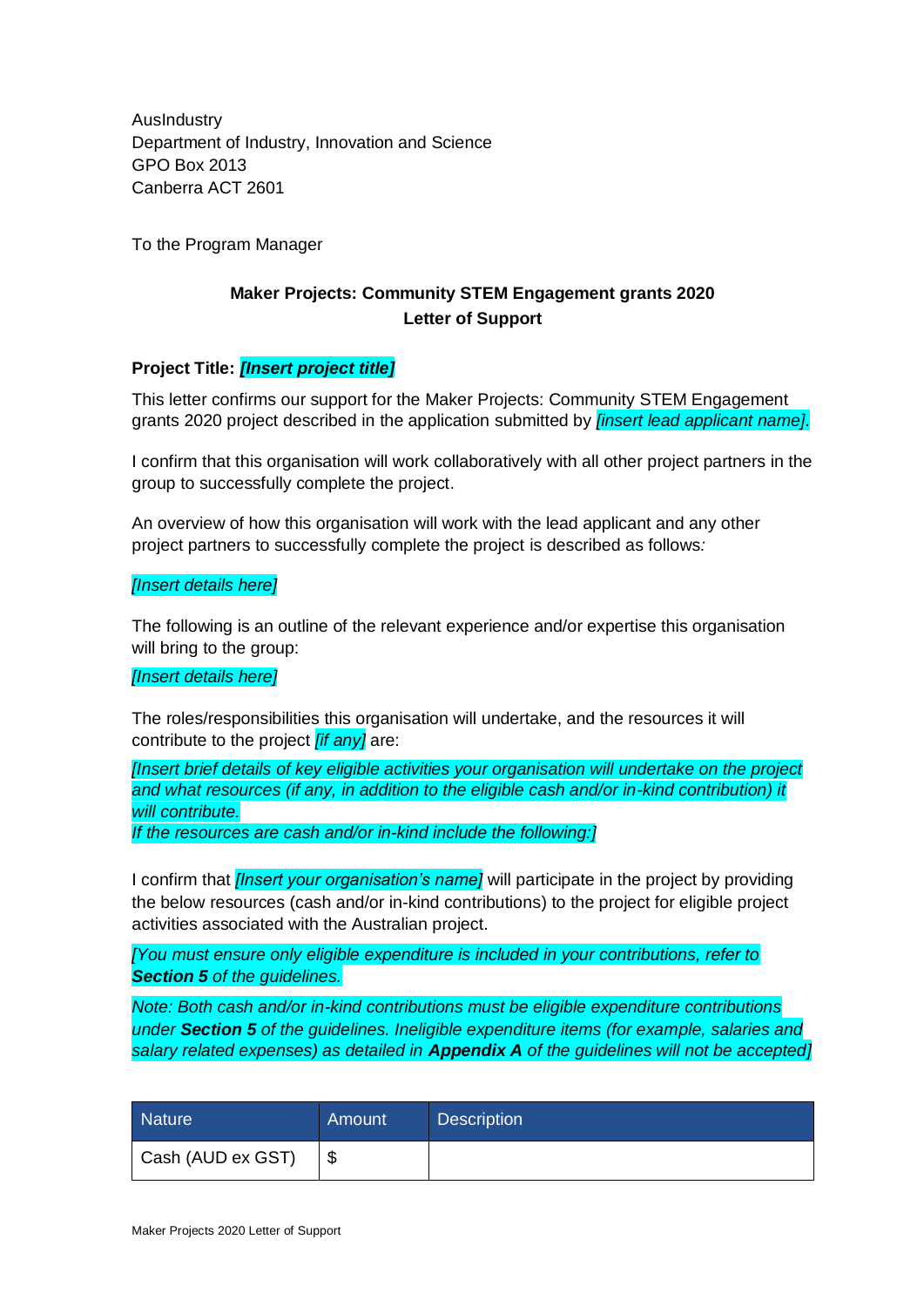AusIndustry
Department of Industry, Innovation and Science
GPO Box 2013
Canberra ACT 2601

To the Program Manager

**Maker Projects: Community STEM Engagement grants 2020**
**Letter of Support**

**Project Title:** ***[Insert project title]***

This letter confirms our support for the Maker Projects: Community STEM Engagement grants 2020 project described in the application submitted by *[insert lead applicant name].*

I confirm that this organisation will work collaboratively with all other project partners in the group to successfully complete the project.

An overview of how this organisation will work with the lead applicant and any other project partners to successfully complete the project is described as follows*:*

*[Insert details here]*

The following is an outline of the relevant experience and/or expertise this organisation will bring to the group:

*[Insert details here]*

The roles/responsibilities this organisation will undertake, and the resources it will contribute to the project *[if any]* are:

*[Insert brief details of key eligible activities your organisation will undertake on the project and what resources (if any, in addition to the eligible cash and/or in-kind contribution) it will contribute.*
*If the resources are cash and/or in-kind include the following:]*

I confirm that *[Insert your organisation's name]* will participate in the project by providing the below resources (cash and/or in-kind contributions) to the project for eligible project activities associated with the Australian project.

*[You must ensure only eligible expenditure is included in your contributions, refer to* ***Section 5*** *of the guidelines.*

*Note: Both cash and/or in-kind contributions must be eligible expenditure contributions under* ***Section 5*** *of the guidelines. Ineligible expenditure items (for example, salaries and salary related expenses) as detailed in* ***Appendix A*** *of the guidelines will not be accepted]*

| Nature | Amount | Description |
|---|---|---|
| Cash (AUD ex GST) | $ | |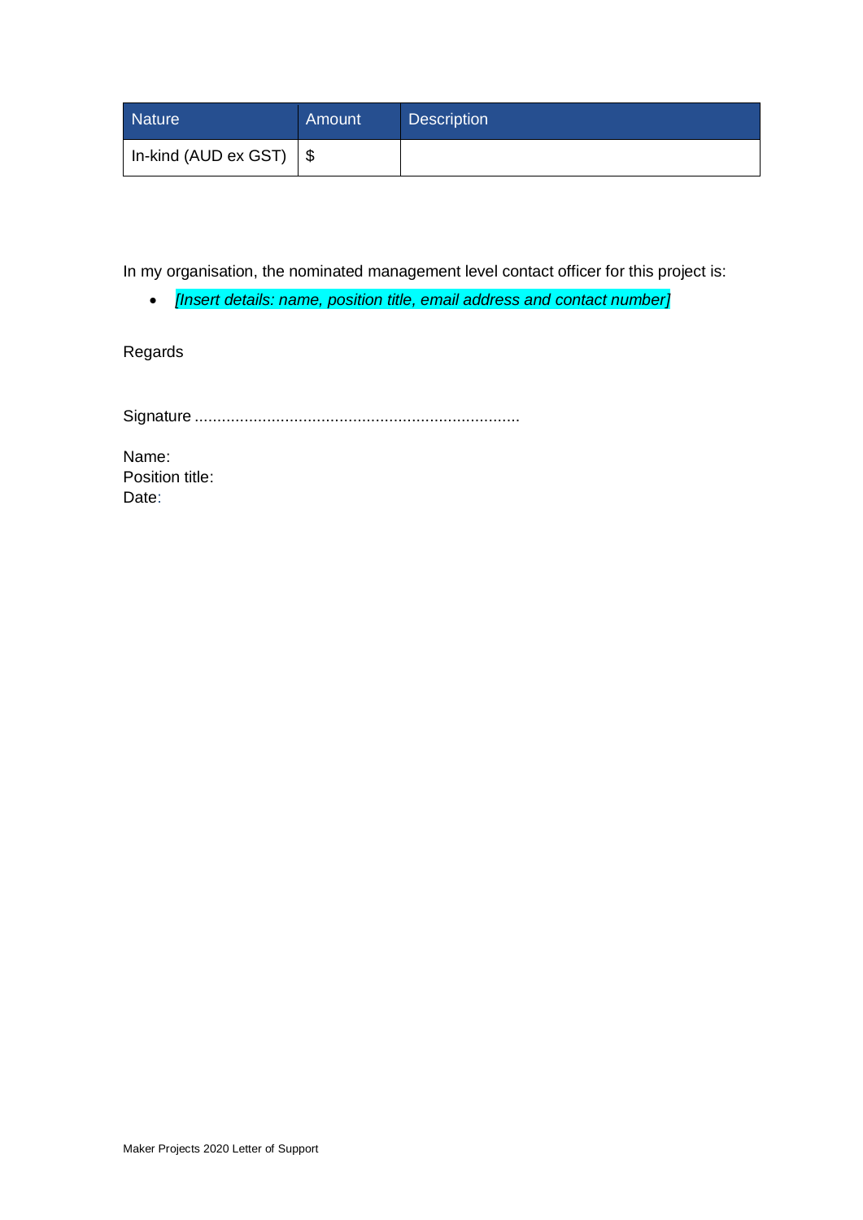| Nature | Amount | Description |
| --- | --- | --- |
| In-kind (AUD ex GST) | $ | |

In my organisation, the nominated management level contact officer for this project is:

- *[Insert details: name, position title, email address and contact number]*

Regards

Signature ........................................................................

Name:
Position title:
Date: